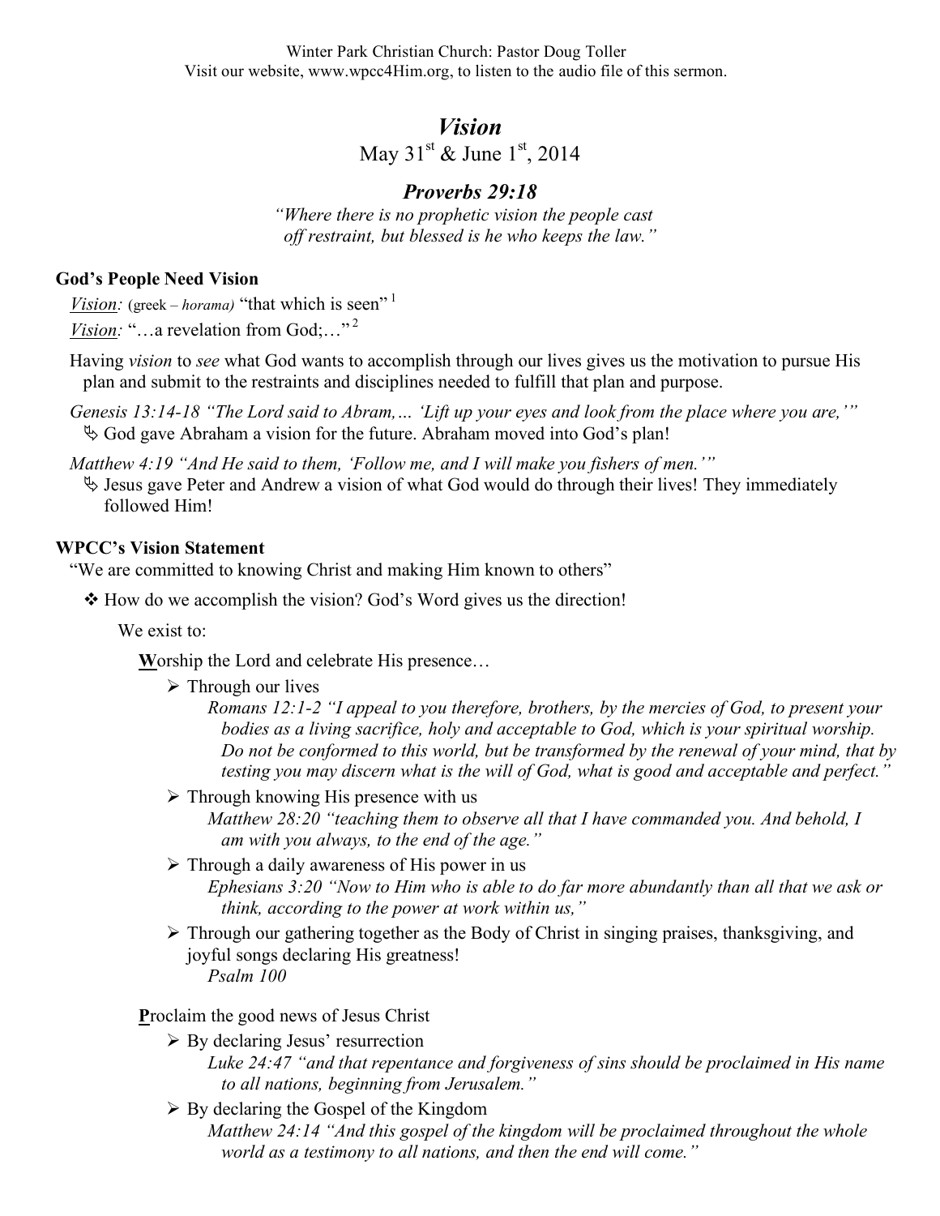Winter Park Christian Church: Pastor Doug Toller
Visit our website, www.wpcc4Him.org, to listen to the audio file of this sermon.

# *Vision*

May 31st & June 1st, 2014

## *Proverbs 29:18*

*"Where there is no prophetic vision the people cast off restraint, but blessed is he who keeps the law."*

### God's People Need Vision

*Vision:* (greek – *horama)* "that which is seen" [1]

*Vision:* "…a revelation from God;…" [2]

Having *vision* to *see* what God wants to accomplish through our lives gives us the motivation to pursue His plan and submit to the restraints and disciplines needed to fulfill that plan and purpose.

*Genesis 13:14-18 "The Lord said to Abram,… 'Lift up your eyes and look from the place where you are,'"*
- ↳ God gave Abraham a vision for the future. Abraham moved into God's plan!

*Matthew 4:19 "And He said to them, 'Follow me, and I will make you fishers of men.'"*
- ↳ Jesus gave Peter and Andrew a vision of what God would do through their lives! They immediately followed Him!

### WPCC's Vision Statement

"We are committed to knowing Christ and making Him known to others"

- ❖ How do we accomplish the vision? God's Word gives us the direction!

We exist to:

**W**orship the Lord and celebrate His presence…

- Through our lives
  *Romans 12:1-2 "I appeal to you therefore, brothers, by the mercies of God, to present your bodies as a living sacrifice, holy and acceptable to God, which is your spiritual worship. Do not be conformed to this world, but be transformed by the renewal of your mind, that by testing you may discern what is the will of God, what is good and acceptable and perfect."*
- Through knowing His presence with us
  *Matthew 28:20 "teaching them to observe all that I have commanded you. And behold, I am with you always, to the end of the age."*
- Through a daily awareness of His power in us
  *Ephesians 3:20 "Now to Him who is able to do far more abundantly than all that we ask or think, according to the power at work within us,"*
- Through our gathering together as the Body of Christ in singing praises, thanksgiving, and joyful songs declaring His greatness!
  *Psalm 100*

**P**roclaim the good news of Jesus Christ

- By declaring Jesus' resurrection
  *Luke 24:47 "and that repentance and forgiveness of sins should be proclaimed in His name to all nations, beginning from Jerusalem."*
- By declaring the Gospel of the Kingdom
  *Matthew 24:14 "And this gospel of the kingdom will be proclaimed throughout the whole world as a testimony to all nations, and then the end will come."*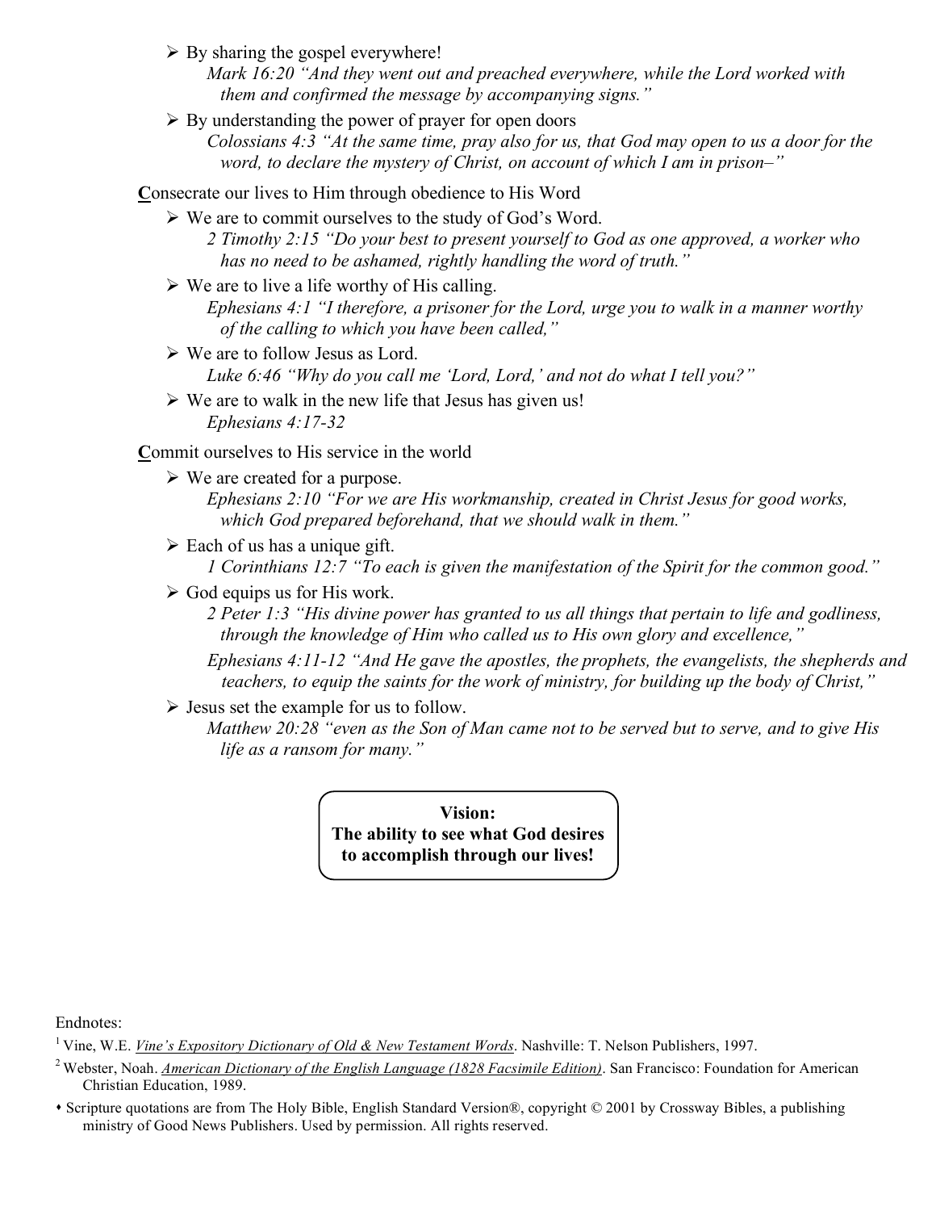- By sharing the gospel everywhere!
  *Mark 16:20 "And they went out and preached everywhere, while the Lord worked with them and confirmed the message by accompanying signs."*
- By understanding the power of prayer for open doors
  *Colossians 4:3 "At the same time, pray also for us, that God may open to us a door for the word, to declare the mystery of Christ, on account of which I am in prison–"*

**C**onsecrate our lives to Him through obedience to His Word

- We are to commit ourselves to the study of God's Word.
  *2 Timothy 2:15 "Do your best to present yourself to God as one approved, a worker who has no need to be ashamed, rightly handling the word of truth."*
- We are to live a life worthy of His calling.
  *Ephesians 4:1 "I therefore, a prisoner for the Lord, urge you to walk in a manner worthy of the calling to which you have been called,"*
- We are to follow Jesus as Lord.
  *Luke 6:46 "Why do you call me 'Lord, Lord,' and not do what I tell you?"*
- We are to walk in the new life that Jesus has given us!
  *Ephesians 4:17-32*

**C**ommit ourselves to His service in the world

- We are created for a purpose.
  *Ephesians 2:10 "For we are His workmanship, created in Christ Jesus for good works, which God prepared beforehand, that we should walk in them."*
- Each of us has a unique gift.
  *1 Corinthians 12:7 "To each is given the manifestation of the Spirit for the common good."*
- God equips us for His work.
  *2 Peter 1:3 "His divine power has granted to us all things that pertain to life and godliness, through the knowledge of Him who called us to His own glory and excellence,"*

  *Ephesians 4:11-12 "And He gave the apostles, the prophets, the evangelists, the shepherds and teachers, to equip the saints for the work of ministry, for building up the body of Christ,"*
- Jesus set the example for us to follow.
  *Matthew 20:28 "even as the Son of Man came not to be served but to serve, and to give His life as a ransom for many."*

**Vision:**
**The ability to see what God desires to accomplish through our lives!**

Endnotes:

[1] Vine, W.E. *Vine's Expository Dictionary of Old & New Testament Words*. Nashville: T. Nelson Publishers, 1997.

[2] Webster, Noah. *American Dictionary of the English Language (1828 Facsimile Edition)*. San Francisco: Foundation for American Christian Education, 1989.

• Scripture quotations are from The Holy Bible, English Standard Version®, copyright © 2001 by Crossway Bibles, a publishing ministry of Good News Publishers. Used by permission. All rights reserved.